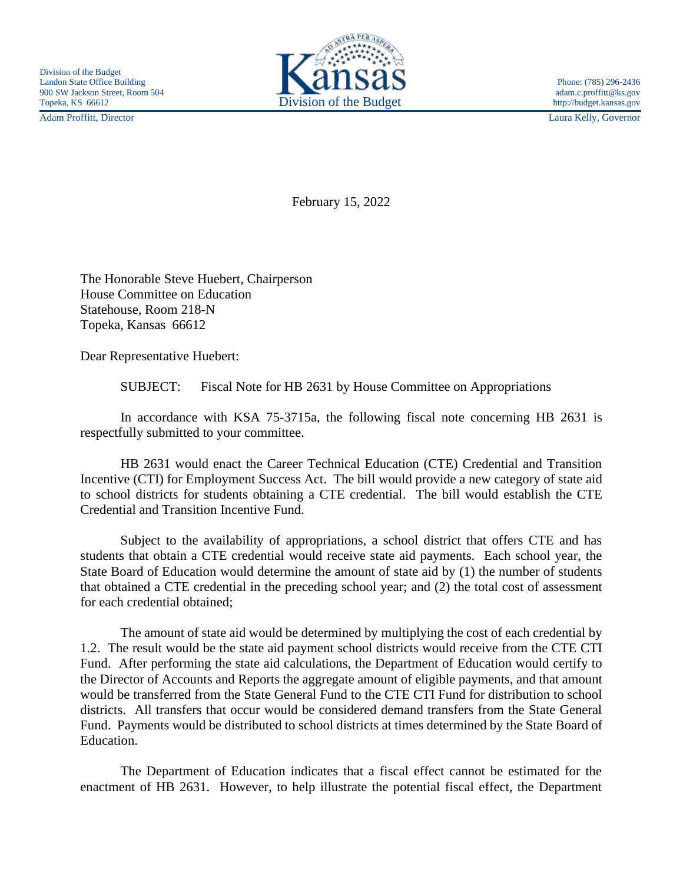Division of the Budget
Landon State Office Building
900 SW Jackson Street, Room 504
Topeka, KS 66612

Adam Proffitt, Director

**Kansas**
Division of the Budget

Phone: (785) 296-2436
adam.c.proffitt@ks.gov
http://budget.kansas.gov

Laura Kelly, Governor

February 15, 2022

The Honorable Steve Huebert, Chairperson
House Committee on Education
Statehouse, Room 218-N
Topeka, Kansas 66612

Dear Representative Huebert:

SUBJECT: Fiscal Note for HB 2631 by House Committee on Appropriations

In accordance with KSA 75-3715a, the following fiscal note concerning HB 2631 is respectfully submitted to your committee.

HB 2631 would enact the Career Technical Education (CTE) Credential and Transition Incentive (CTI) for Employment Success Act. The bill would provide a new category of state aid to school districts for students obtaining a CTE credential. The bill would establish the CTE Credential and Transition Incentive Fund.

Subject to the availability of appropriations, a school district that offers CTE and has students that obtain a CTE credential would receive state aid payments. Each school year, the State Board of Education would determine the amount of state aid by (1) the number of students that obtained a CTE credential in the preceding school year; and (2) the total cost of assessment for each credential obtained;

The amount of state aid would be determined by multiplying the cost of each credential by 1.2. The result would be the state aid payment school districts would receive from the CTE CTI Fund. After performing the state aid calculations, the Department of Education would certify to the Director of Accounts and Reports the aggregate amount of eligible payments, and that amount would be transferred from the State General Fund to the CTE CTI Fund for distribution to school districts. All transfers that occur would be considered demand transfers from the State General Fund. Payments would be distributed to school districts at times determined by the State Board of Education.

The Department of Education indicates that a fiscal effect cannot be estimated for the enactment of HB 2631. However, to help illustrate the potential fiscal effect, the Department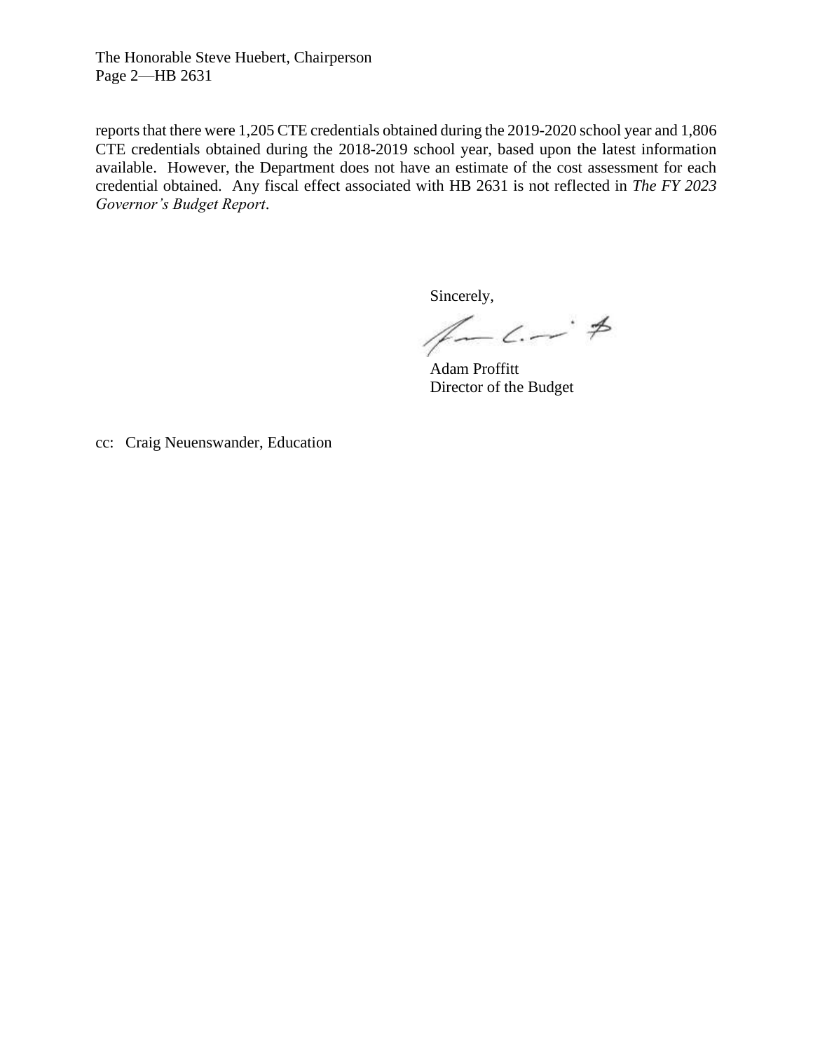reports that there were 1,205 CTE credentials obtained during the 2019-2020 school year and 1,806 CTE credentials obtained during the 2018-2019 school year, based upon the latest information available. However, the Department does not have an estimate of the cost assessment for each credential obtained. Any fiscal effect associated with HB 2631 is not reflected in *The FY 2023 Governor's Budget Report*.

Sincerely,

Adam Proffitt
Director of the Budget

cc: Craig Neuenswander, Education